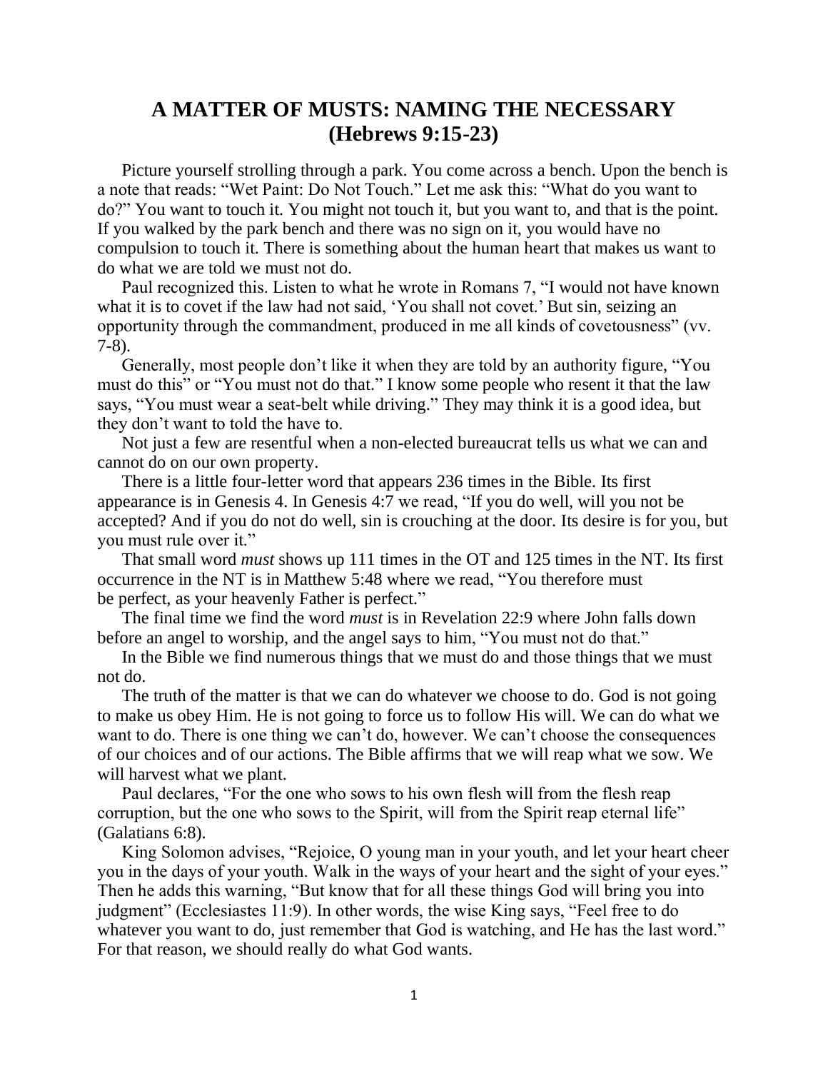# A MATTER OF MUSTS: NAMING THE NECESSARY (Hebrews 9:15-23)

Picture yourself strolling through a park. You come across a bench. Upon the bench is a note that reads: "Wet Paint: Do Not Touch." Let me ask this: "What do you want to do?" You want to touch it. You might not touch it, but you want to, and that is the point. If you walked by the park bench and there was no sign on it, you would have no compulsion to touch it. There is something about the human heart that makes us want to do what we are told we must not do.

Paul recognized this. Listen to what he wrote in Romans 7, "I would not have known what it is to covet if the law had not said, 'You shall not covet.' But sin, seizing an opportunity through the commandment, produced in me all kinds of covetousness" (vv. 7-8).

Generally, most people don't like it when they are told by an authority figure, "You must do this" or "You must not do that." I know some people who resent it that the law says, "You must wear a seat-belt while driving." They may think it is a good idea, but they don't want to told the have to.

Not just a few are resentful when a non-elected bureaucrat tells us what we can and cannot do on our own property.

There is a little four-letter word that appears 236 times in the Bible. Its first appearance is in Genesis 4. In Genesis 4:7 we read, "If you do well, will you not be accepted? And if you do not do well, sin is crouching at the door. Its desire is for you, but you must rule over it."

That small word *must* shows up 111 times in the OT and 125 times in the NT. Its first occurrence in the NT is in Matthew 5:48 where we read, "You therefore must be perfect, as your heavenly Father is perfect."

The final time we find the word *must* is in Revelation 22:9 where John falls down before an angel to worship, and the angel says to him, "You must not do that."

In the Bible we find numerous things that we must do and those things that we must not do.

The truth of the matter is that we can do whatever we choose to do. God is not going to make us obey Him. He is not going to force us to follow His will. We can do what we want to do. There is one thing we can't do, however. We can't choose the consequences of our choices and of our actions. The Bible affirms that we will reap what we sow. We will harvest what we plant.

Paul declares, "For the one who sows to his own flesh will from the flesh reap corruption, but the one who sows to the Spirit, will from the Spirit reap eternal life" (Galatians 6:8).

King Solomon advises, "Rejoice, O young man in your youth, and let your heart cheer you in the days of your youth. Walk in the ways of your heart and the sight of your eyes." Then he adds this warning, "But know that for all these things God will bring you into judgment" (Ecclesiastes 11:9). In other words, the wise King says, "Feel free to do whatever you want to do, just remember that God is watching, and He has the last word." For that reason, we should really do what God wants.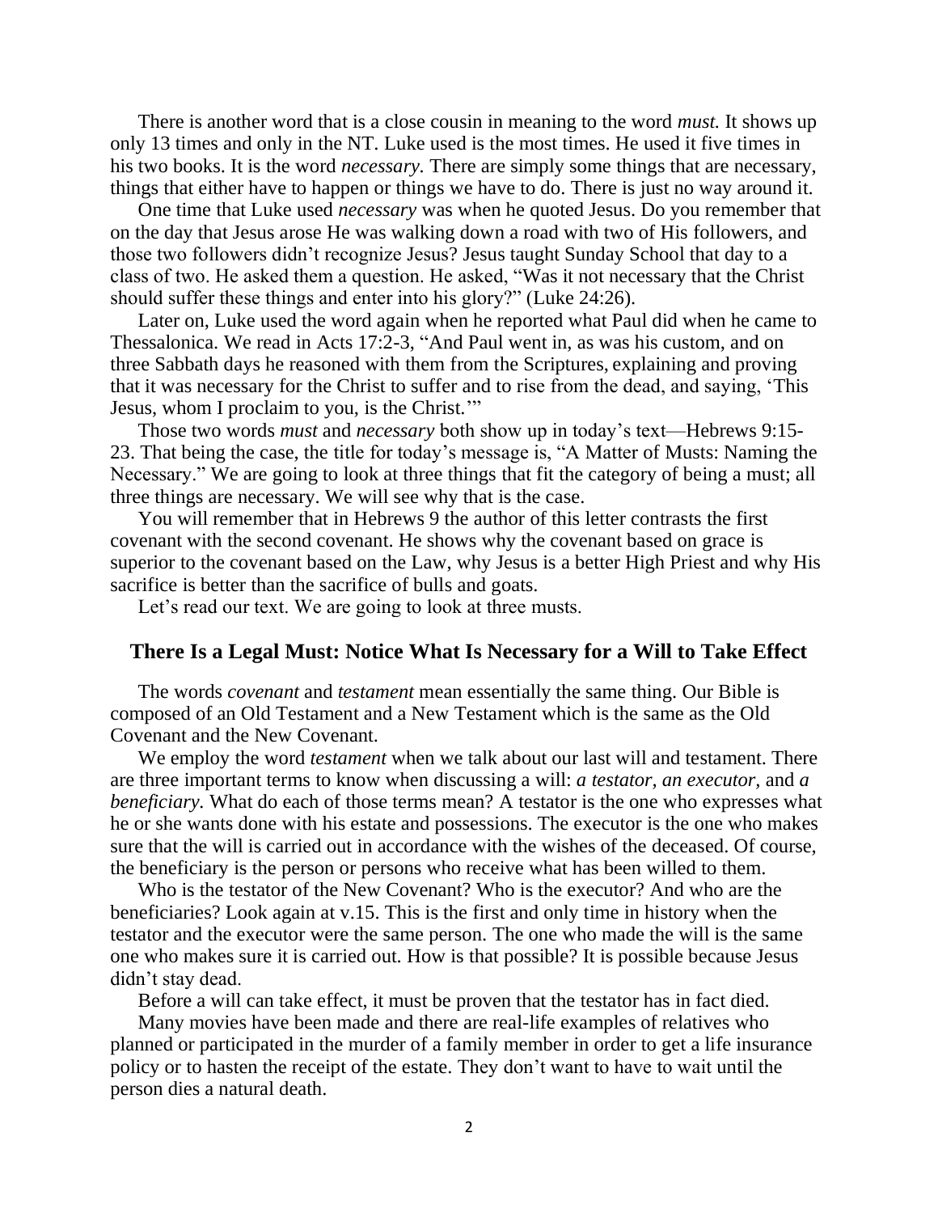There is another word that is a close cousin in meaning to the word *must.* It shows up only 13 times and only in the NT. Luke used is the most times. He used it five times in his two books. It is the word *necessary.* There are simply some things that are necessary, things that either have to happen or things we have to do. There is just no way around it.

One time that Luke used *necessary* was when he quoted Jesus. Do you remember that on the day that Jesus arose He was walking down a road with two of His followers, and those two followers didn't recognize Jesus? Jesus taught Sunday School that day to a class of two. He asked them a question. He asked, "Was it not necessary that the Christ should suffer these things and enter into his glory?" (Luke 24:26).

Later on, Luke used the word again when he reported what Paul did when he came to Thessalonica. We read in Acts 17:2-3, "And Paul went in, as was his custom, and on three Sabbath days he reasoned with them from the Scriptures, explaining and proving that it was necessary for the Christ to suffer and to rise from the dead, and saying, 'This Jesus, whom I proclaim to you, is the Christ.'"

Those two words *must* and *necessary* both show up in today's text—Hebrews 9:15-23. That being the case, the title for today's message is, "A Matter of Musts: Naming the Necessary." We are going to look at three things that fit the category of being a must; all three things are necessary. We will see why that is the case.

You will remember that in Hebrews 9 the author of this letter contrasts the first covenant with the second covenant. He shows why the covenant based on grace is superior to the covenant based on the Law, why Jesus is a better High Priest and why His sacrifice is better than the sacrifice of bulls and goats.

Let's read our text. We are going to look at three musts.

## There Is a Legal Must: Notice What Is Necessary for a Will to Take Effect

The words *covenant* and *testament* mean essentially the same thing. Our Bible is composed of an Old Testament and a New Testament which is the same as the Old Covenant and the New Covenant.

We employ the word *testament* when we talk about our last will and testament. There are three important terms to know when discussing a will: *a testator, an executor,* and *a beneficiary.* What do each of those terms mean? A testator is the one who expresses what he or she wants done with his estate and possessions. The executor is the one who makes sure that the will is carried out in accordance with the wishes of the deceased. Of course, the beneficiary is the person or persons who receive what has been willed to them.

Who is the testator of the New Covenant? Who is the executor? And who are the beneficiaries? Look again at v.15. This is the first and only time in history when the testator and the executor were the same person. The one who made the will is the same one who makes sure it is carried out. How is that possible? It is possible because Jesus didn't stay dead.

Before a will can take effect, it must be proven that the testator has in fact died.

Many movies have been made and there are real-life examples of relatives who planned or participated in the murder of a family member in order to get a life insurance policy or to hasten the receipt of the estate. They don't want to have to wait until the person dies a natural death.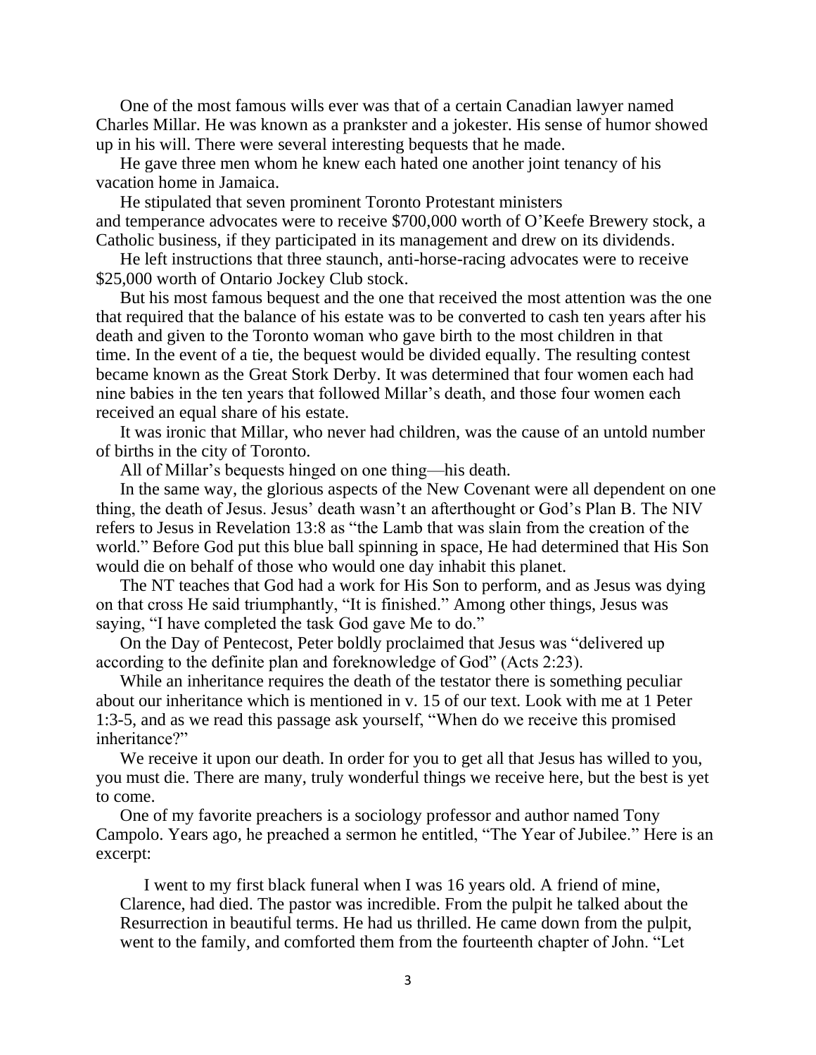One of the most famous wills ever was that of a certain Canadian lawyer named Charles Millar. He was known as a prankster and a jokester. His sense of humor showed up in his will. There were several interesting bequests that he made.

He gave three men whom he knew each hated one another joint tenancy of his vacation home in Jamaica.

He stipulated that seven prominent Toronto Protestant ministers and temperance advocates were to receive $700,000 worth of O'Keefe Brewery stock, a Catholic business, if they participated in its management and drew on its dividends.

He left instructions that three staunch, anti-horse-racing advocates were to receive $25,000 worth of Ontario Jockey Club stock.

But his most famous bequest and the one that received the most attention was the one that required that the balance of his estate was to be converted to cash ten years after his death and given to the Toronto woman who gave birth to the most children in that time. In the event of a tie, the bequest would be divided equally. The resulting contest became known as the Great Stork Derby. It was determined that four women each had nine babies in the ten years that followed Millar's death, and those four women each received an equal share of his estate.

It was ironic that Millar, who never had children, was the cause of an untold number of births in the city of Toronto.

All of Millar's bequests hinged on one thing—his death.

In the same way, the glorious aspects of the New Covenant were all dependent on one thing, the death of Jesus. Jesus' death wasn't an afterthought or God's Plan B. The NIV refers to Jesus in Revelation 13:8 as "the Lamb that was slain from the creation of the world." Before God put this blue ball spinning in space, He had determined that His Son would die on behalf of those who would one day inhabit this planet.

The NT teaches that God had a work for His Son to perform, and as Jesus was dying on that cross He said triumphantly, "It is finished." Among other things, Jesus was saying, "I have completed the task God gave Me to do."

On the Day of Pentecost, Peter boldly proclaimed that Jesus was "delivered up according to the definite plan and foreknowledge of God" (Acts 2:23).

While an inheritance requires the death of the testator there is something peculiar about our inheritance which is mentioned in v. 15 of our text. Look with me at 1 Peter 1:3-5, and as we read this passage ask yourself, "When do we receive this promised inheritance?"

We receive it upon our death. In order for you to get all that Jesus has willed to you, you must die. There are many, truly wonderful things we receive here, but the best is yet to come.

One of my favorite preachers is a sociology professor and author named Tony Campolo. Years ago, he preached a sermon he entitled, "The Year of Jubilee." Here is an excerpt:

> I went to my first black funeral when I was 16 years old. A friend of mine, Clarence, had died. The pastor was incredible. From the pulpit he talked about the Resurrection in beautiful terms. He had us thrilled. He came down from the pulpit, went to the family, and comforted them from the fourteenth chapter of John. "Let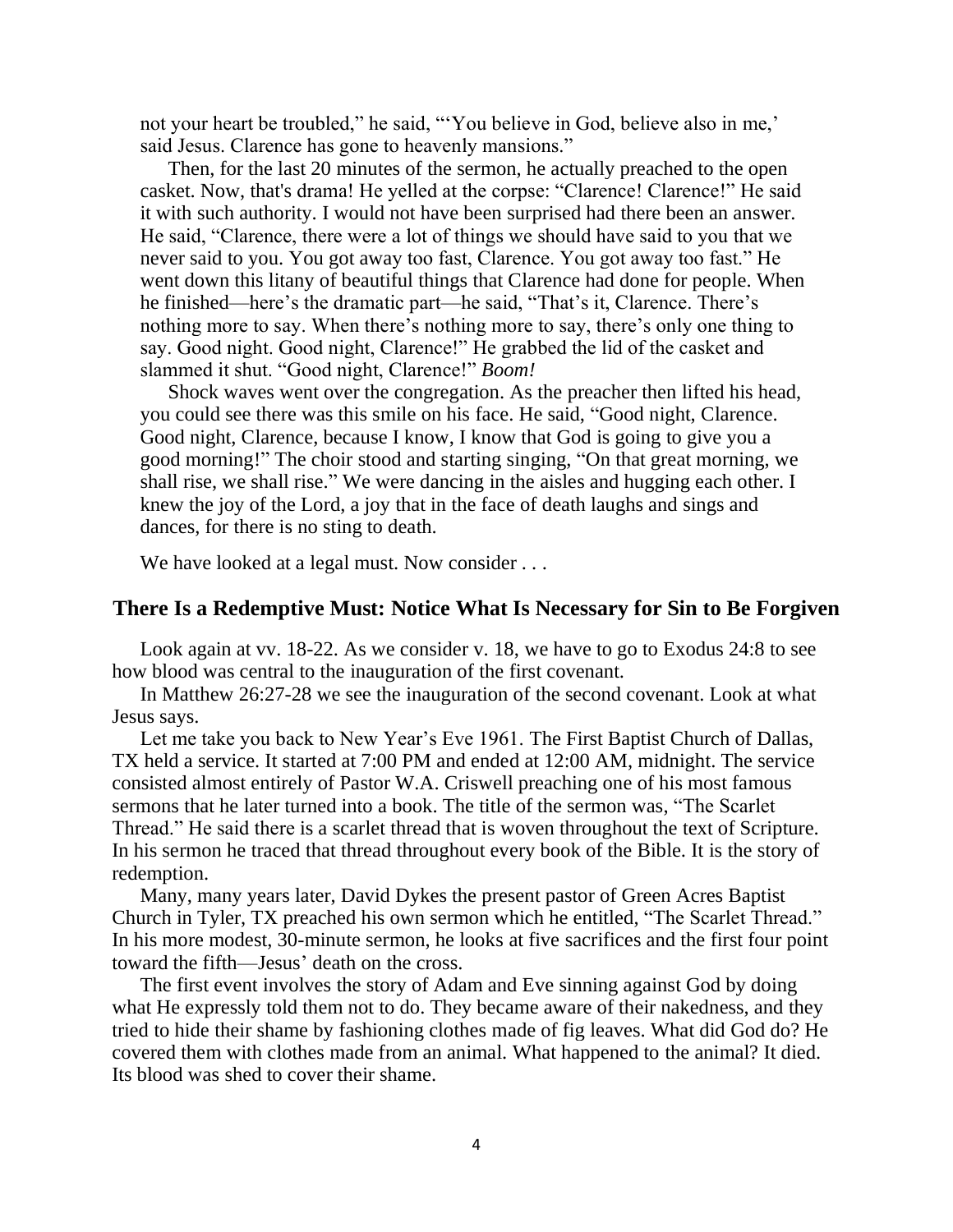not your heart be troubled," he said, "'You believe in God, believe also in me,' said Jesus. Clarence has gone to heavenly mansions."

Then, for the last 20 minutes of the sermon, he actually preached to the open casket. Now, that's drama! He yelled at the corpse: "Clarence! Clarence!" He said it with such authority. I would not have been surprised had there been an answer. He said, "Clarence, there were a lot of things we should have said to you that we never said to you. You got away too fast, Clarence. You got away too fast." He went down this litany of beautiful things that Clarence had done for people. When he finished—here's the dramatic part—he said, "That's it, Clarence. There's nothing more to say. When there's nothing more to say, there's only one thing to say. Good night. Good night, Clarence!" He grabbed the lid of the casket and slammed it shut. "Good night, Clarence!" *Boom!*

Shock waves went over the congregation. As the preacher then lifted his head, you could see there was this smile on his face. He said, "Good night, Clarence. Good night, Clarence, because I know, I know that God is going to give you a good morning!" The choir stood and starting singing, "On that great morning, we shall rise, we shall rise." We were dancing in the aisles and hugging each other. I knew the joy of the Lord, a joy that in the face of death laughs and sings and dances, for there is no sting to death.

We have looked at a legal must. Now consider . . .

## There Is a Redemptive Must: Notice What Is Necessary for Sin to Be Forgiven

Look again at vv. 18-22. As we consider v. 18, we have to go to Exodus 24:8 to see how blood was central to the inauguration of the first covenant.

In Matthew 26:27-28 we see the inauguration of the second covenant. Look at what Jesus says.

Let me take you back to New Year's Eve 1961. The First Baptist Church of Dallas, TX held a service. It started at 7:00 PM and ended at 12:00 AM, midnight. The service consisted almost entirely of Pastor W.A. Criswell preaching one of his most famous sermons that he later turned into a book. The title of the sermon was, "The Scarlet Thread." He said there is a scarlet thread that is woven throughout the text of Scripture. In his sermon he traced that thread throughout every book of the Bible. It is the story of redemption.

Many, many years later, David Dykes the present pastor of Green Acres Baptist Church in Tyler, TX preached his own sermon which he entitled, "The Scarlet Thread." In his more modest, 30-minute sermon, he looks at five sacrifices and the first four point toward the fifth—Jesus' death on the cross.

The first event involves the story of Adam and Eve sinning against God by doing what He expressly told them not to do. They became aware of their nakedness, and they tried to hide their shame by fashioning clothes made of fig leaves. What did God do? He covered them with clothes made from an animal. What happened to the animal? It died. Its blood was shed to cover their shame.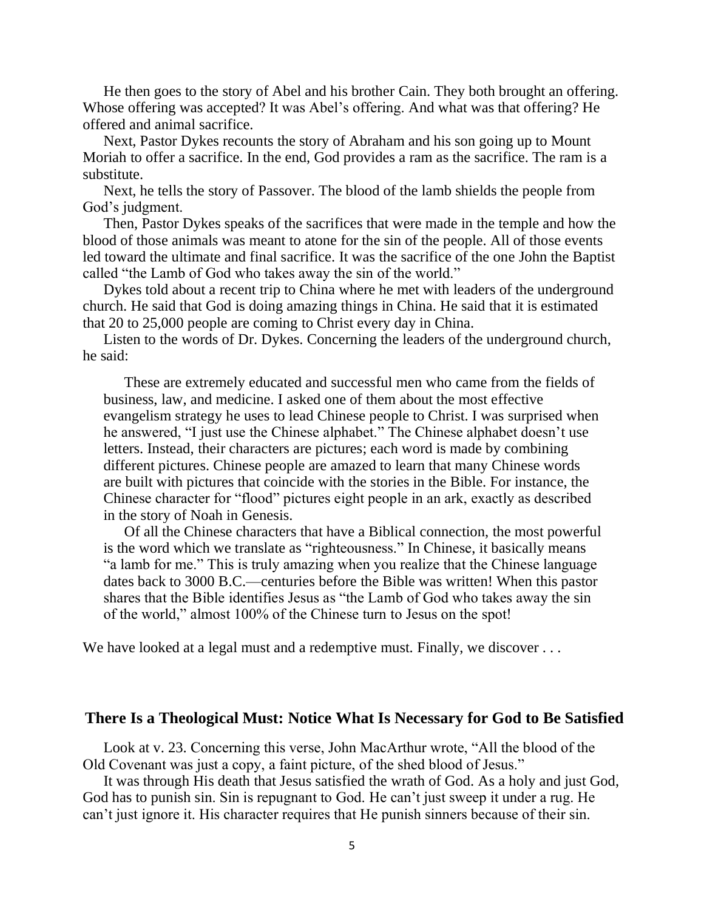He then goes to the story of Abel and his brother Cain. They both brought an offering. Whose offering was accepted? It was Abel's offering. And what was that offering? He offered and animal sacrifice.

Next, Pastor Dykes recounts the story of Abraham and his son going up to Mount Moriah to offer a sacrifice. In the end, God provides a ram as the sacrifice. The ram is a substitute.

Next, he tells the story of Passover. The blood of the lamb shields the people from God's judgment.

Then, Pastor Dykes speaks of the sacrifices that were made in the temple and how the blood of those animals was meant to atone for the sin of the people. All of those events led toward the ultimate and final sacrifice. It was the sacrifice of the one John the Baptist called "the Lamb of God who takes away the sin of the world."

Dykes told about a recent trip to China where he met with leaders of the underground church. He said that God is doing amazing things in China. He said that it is estimated that 20 to 25,000 people are coming to Christ every day in China.

Listen to the words of Dr. Dykes. Concerning the leaders of the underground church, he said:

> These are extremely educated and successful men who came from the fields of business, law, and medicine. I asked one of them about the most effective evangelism strategy he uses to lead Chinese people to Christ. I was surprised when he answered, "I just use the Chinese alphabet." The Chinese alphabet doesn't use letters. Instead, their characters are pictures; each word is made by combining different pictures. Chinese people are amazed to learn that many Chinese words are built with pictures that coincide with the stories in the Bible. For instance, the Chinese character for "flood" pictures eight people in an ark, exactly as described in the story of Noah in Genesis.
>
> Of all the Chinese characters that have a Biblical connection, the most powerful is the word which we translate as "righteousness." In Chinese, it basically means "a lamb for me." This is truly amazing when you realize that the Chinese language dates back to 3000 B.C.—centuries before the Bible was written! When this pastor shares that the Bible identifies Jesus as "the Lamb of God who takes away the sin of the world," almost 100% of the Chinese turn to Jesus on the spot!

We have looked at a legal must and a redemptive must. Finally, we discover . . .

## There Is a Theological Must: Notice What Is Necessary for God to Be Satisfied

Look at v. 23. Concerning this verse, John MacArthur wrote, "All the blood of the Old Covenant was just a copy, a faint picture, of the shed blood of Jesus."

It was through His death that Jesus satisfied the wrath of God. As a holy and just God, God has to punish sin. Sin is repugnant to God. He can't just sweep it under a rug. He can't just ignore it. His character requires that He punish sinners because of their sin.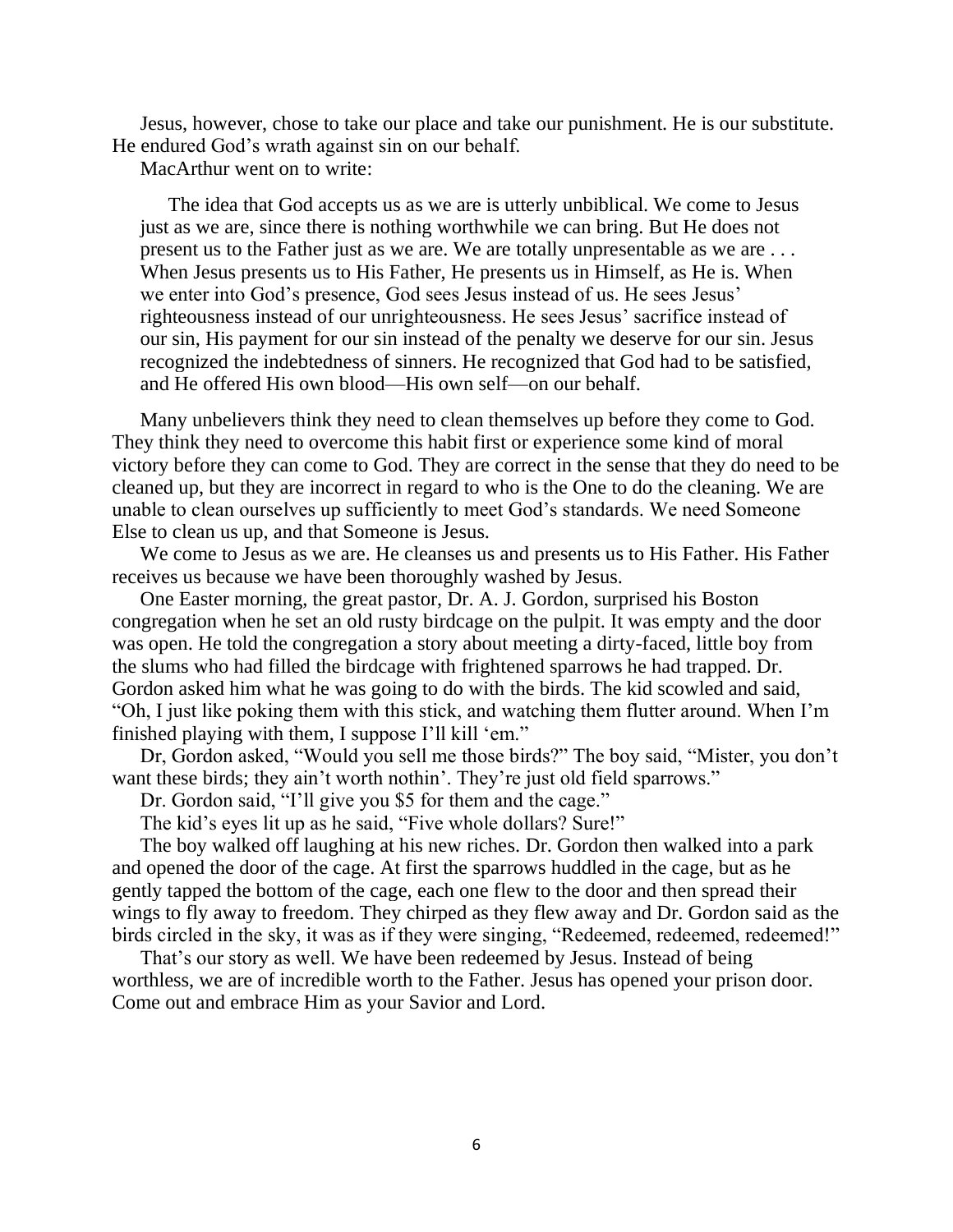Jesus, however, chose to take our place and take our punishment. He is our substitute. He endured God's wrath against sin on our behalf.

MacArthur went on to write:

> The idea that God accepts us as we are is utterly unbiblical. We come to Jesus just as we are, since there is nothing worthwhile we can bring. But He does not present us to the Father just as we are. We are totally unpresentable as we are . . . When Jesus presents us to His Father, He presents us in Himself, as He is. When we enter into God's presence, God sees Jesus instead of us. He sees Jesus' righteousness instead of our unrighteousness. He sees Jesus' sacrifice instead of our sin, His payment for our sin instead of the penalty we deserve for our sin. Jesus recognized the indebtedness of sinners. He recognized that God had to be satisfied, and He offered His own blood—His own self—on our behalf.

Many unbelievers think they need to clean themselves up before they come to God. They think they need to overcome this habit first or experience some kind of moral victory before they can come to God. They are correct in the sense that they do need to be cleaned up, but they are incorrect in regard to who is the One to do the cleaning. We are unable to clean ourselves up sufficiently to meet God's standards. We need Someone Else to clean us up, and that Someone is Jesus.

We come to Jesus as we are. He cleanses us and presents us to His Father. His Father receives us because we have been thoroughly washed by Jesus.

One Easter morning, the great pastor, Dr. A. J. Gordon, surprised his Boston congregation when he set an old rusty birdcage on the pulpit. It was empty and the door was open. He told the congregation a story about meeting a dirty-faced, little boy from the slums who had filled the birdcage with frightened sparrows he had trapped. Dr. Gordon asked him what he was going to do with the birds. The kid scowled and said, "Oh, I just like poking them with this stick, and watching them flutter around. When I'm finished playing with them, I suppose I'll kill 'em."

Dr, Gordon asked, "Would you sell me those birds?" The boy said, "Mister, you don't want these birds; they ain't worth nothin'. They're just old field sparrows."

Dr. Gordon said, "I'll give you $5 for them and the cage."

The kid's eyes lit up as he said, "Five whole dollars? Sure!"

The boy walked off laughing at his new riches. Dr. Gordon then walked into a park and opened the door of the cage. At first the sparrows huddled in the cage, but as he gently tapped the bottom of the cage, each one flew to the door and then spread their wings to fly away to freedom. They chirped as they flew away and Dr. Gordon said as the birds circled in the sky, it was as if they were singing, "Redeemed, redeemed, redeemed!"

That's our story as well. We have been redeemed by Jesus. Instead of being worthless, we are of incredible worth to the Father. Jesus has opened your prison door. Come out and embrace Him as your Savior and Lord.